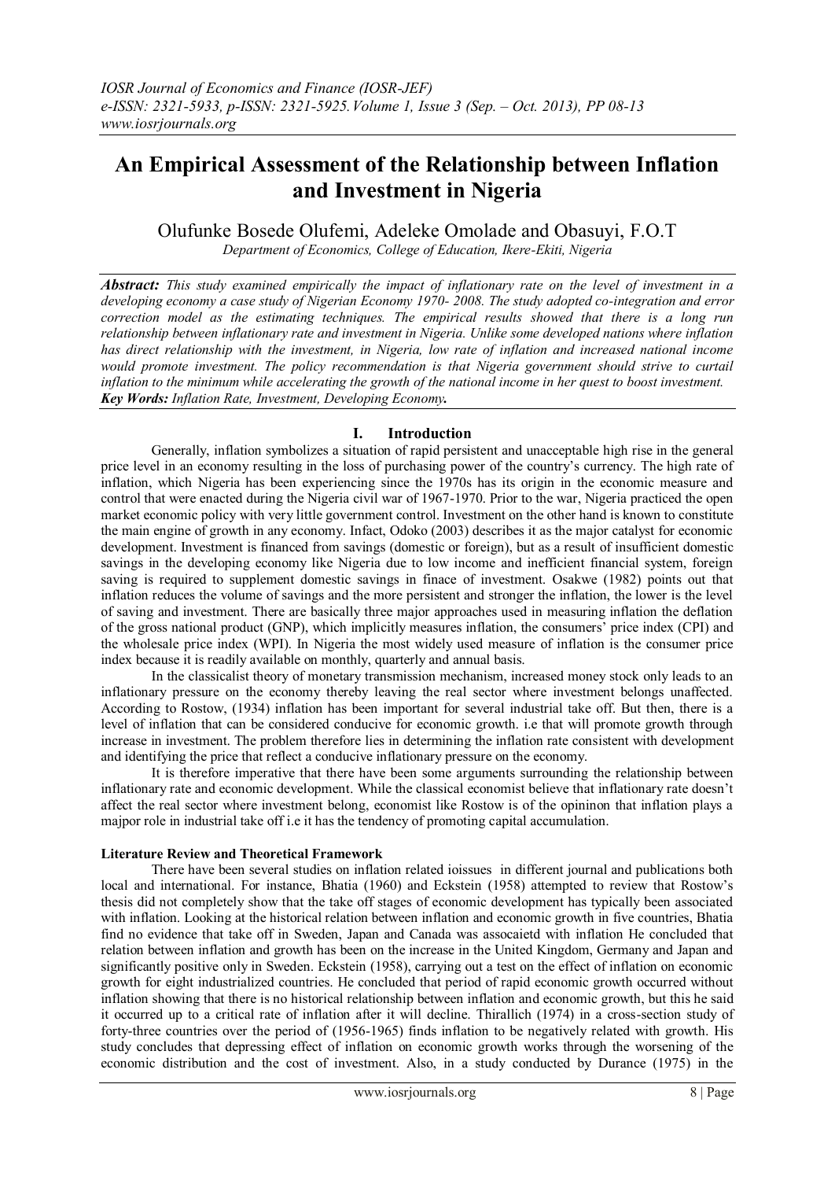# An Empirical Assessment of the Relationship between Inflation and Investment in Nigeria

Olufunke Bosede Olufemi, Adeleke Omolade and Obasuyi, F.O.T

*Department of Economics, College of Education, Ikere-Ekiti, Nigeria*

***Abstract:*** *This study examined empirically the impact of inflationary rate on the level of investment in a developing economy a case study of Nigerian Economy 1970- 2008. The study adopted co-integration and error correction model as the estimating techniques. The empirical results showed that there is a long run relationship between inflationary rate and investment in Nigeria. Unlike some developed nations where inflation has direct relationship with the investment, in Nigeria, low rate of inflation and increased national income would promote investment. The policy recommendation is that Nigeria government should strive to curtail inflation to the minimum while accelerating the growth of the national income in her quest to boost investment.*
***Key Words:*** ***Inflation Rate, Investment, Developing Economy.***

## I. Introduction

Generally, inflation symbolizes a situation of rapid persistent and unacceptable high rise in the general price level in an economy resulting in the loss of purchasing power of the country's currency. The high rate of inflation, which Nigeria has been experiencing since the 1970s has its origin in the economic measure and control that were enacted during the Nigeria civil war of 1967-1970. Prior to the war, Nigeria practiced the open market economic policy with very little government control. Investment on the other hand is known to constitute the main engine of growth in any economy. Infact, Odoko (2003) describes it as the major catalyst for economic development. Investment is financed from savings (domestic or foreign), but as a result of insufficient domestic savings in the developing economy like Nigeria due to low income and inefficient financial system, foreign saving is required to supplement domestic savings in finace of investment. Osakwe (1982) points out that inflation reduces the volume of savings and the more persistent and stronger the inflation, the lower is the level of saving and investment. There are basically three major approaches used in measuring inflation the deflation of the gross national product (GNP), which implicitly measures inflation, the consumers' price index (CPI) and the wholesale price index (WPI). In Nigeria the most widely used measure of inflation is the consumer price index because it is readily available on monthly, quarterly and annual basis.

In the classicalist theory of monetary transmission mechanism, increased money stock only leads to an inflationary pressure on the economy thereby leaving the real sector where investment belongs unaffected. According to Rostow, (1934) inflation has been important for several industrial take off. But then, there is a level of inflation that can be considered conducive for economic growth. i.e that will promote growth through increase in investment. The problem therefore lies in determining the inflation rate consistent with development and identifying the price that reflect a conducive inflationary pressure on the economy.

It is therefore imperative that there have been some arguments surrounding the relationship between inflationary rate and economic development. While the classical economist believe that inflationary rate doesn't affect the real sector where investment belong, economist like Rostow is of the opininon that inflation plays a majpor role in industrial take off i.e it has the tendency of promoting capital accumulation.

### Literature Review and Theoretical Framework

There have been several studies on inflation related ioissues in different journal and publications both local and international. For instance, Bhatia (1960) and Eckstein (1958) attempted to review that Rostow's thesis did not completely show that the take off stages of economic development has typically been associated with inflation. Looking at the historical relation between inflation and economic growth in five countries, Bhatia find no evidence that take off in Sweden, Japan and Canada was assocaietd with inflation He concluded that relation between inflation and growth has been on the increase in the United Kingdom, Germany and Japan and significantly positive only in Sweden. Eckstein (1958), carrying out a test on the effect of inflation on economic growth for eight industrialized countries. He concluded that period of rapid economic growth occurred without inflation showing that there is no historical relationship between inflation and economic growth, but this he said it occurred up to a critical rate of inflation after it will decline. Thirallich (1974) in a cross-section study of forty-three countries over the period of (1956-1965) finds inflation to be negatively related with growth. His study concludes that depressing effect of inflation on economic growth works through the worsening of the economic distribution and the cost of investment. Also, in a study conducted by Durance (1975) in the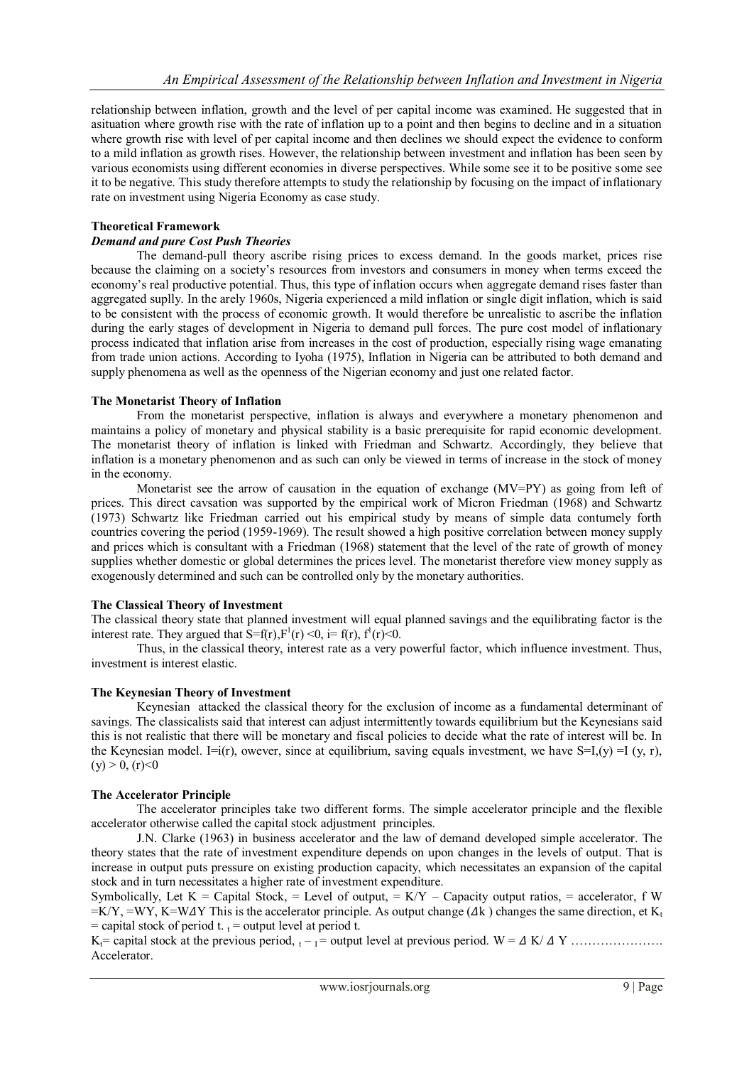relationship between inflation, growth and the level of per capital income was examined. He suggested that in asituation where growth rise with the rate of inflation up to a point and then begins to decline and in a situation where growth rise with level of per capital income and then declines we should expect the evidence to conform to a mild inflation as growth rises. However, the relationship between investment and inflation has been seen by various economists using different economies in diverse perspectives. While some see it to be positive some see it to be negative. This study therefore attempts to study the relationship by focusing on the impact of inflationary rate on investment using Nigeria Economy as case study.

## Theoretical Framework

### *Demand and pure Cost Push Theories*

The demand-pull theory ascribe rising prices to excess demand. In the goods market, prices rise because the claiming on a society's resources from investors and consumers in money when terms exceed the economy's real productive potential. Thus, this type of inflation occurs when aggregate demand rises faster than aggregated suplly. In the arely 1960s, Nigeria experienced a mild inflation or single digit inflation, which is said to be consistent with the process of economic growth. It would therefore be unrealistic to ascribe the inflation during the early stages of development in Nigeria to demand pull forces. The pure cost model of inflationary process indicated that inflation arise from increases in the cost of production, especially rising wage emanating from trade union actions. According to Iyoha (1975), Inflation in Nigeria can be attributed to both demand and supply phenomena as well as the openness of the Nigerian economy and just one related factor.

### The Monetarist Theory of Inflation

From the monetarist perspective, inflation is always and everywhere a monetary phenomenon and maintains a policy of monetary and physical stability is a basic prerequisite for rapid economic development. The monetarist theory of inflation is linked with Friedman and Schwartz. Accordingly, they believe that inflation is a monetary phenomenon and as such can only be viewed in terms of increase in the stock of money in the economy.

Monetarist see the arrow of causation in the equation of exchange (MV=PY) as going from left of prices. This direct cavsation was supported by the empirical work of Micron Friedman (1968) and Schwartz (1973) Schwartz like Friedman carried out his empirical study by means of simple data contumely forth countries covering the period (1959-1969). The result showed a high positive correlation between money supply and prices which is consultant with a Friedman (1968) statement that the level of the rate of growth of money supplies whether domestic or global determines the prices level. The monetarist therefore view money supply as exogenously determined and such can be controlled only by the monetary authorities.

### The Classical Theory of Investment

The classical theory state that planned investment will equal planned savings and the equilibrating factor is the interest rate. They argued that $S=f(r), F^1(r) < 0$, $i= f(r)$, $f^1(r)<0$.

Thus, in the classical theory, interest rate as a very powerful factor, which influence investment. Thus, investment is interest elastic.

### The Keynesian Theory of Investment

Keynesian attacked the classical theory for the exclusion of income as a fundamental determinant of savings. The classicalists said that interest can adjust intermittently towards equilibrium but the Keynesians said this is not realistic that there will be monetary and fiscal policies to decide what the rate of interest will be. In the Keynesian model. $I=i(r)$, owever, since at equilibrium, saving equals investment, we have $S=I,(y) =I\ (y, r)$, $(y) > 0$, $(r)<0$

### The Accelerator Principle

The accelerator principles take two different forms. The simple accelerator principle and the flexible accelerator otherwise called the capital stock adjustment principles.

J.N. Clarke (1963) in business accelerator and the law of demand developed simple accelerator. The theory states that the rate of investment expenditure depends on upon changes in the levels of output. That is increase in output puts pressure on existing production capacity, which necessitates an expansion of the capital stock and in turn necessitates a higher rate of investment expenditure.

Symbolically, Let K = Capital Stock, = Level of output, = K/Y – Capacity output ratios, = accelerator, f W =K/Y, =WY, K=W$\Delta$Y This is the accelerator principle. As output change ($\Delta$k ) changes the same direction, et $K_t$ = capital stock of period t. $_t$ = output level at period t.

$K_t$= capital stock at the previous period, $_{t-1}$= output level at previous period. W = $\Delta$ K/ $\Delta$ Y …………………. Accelerator.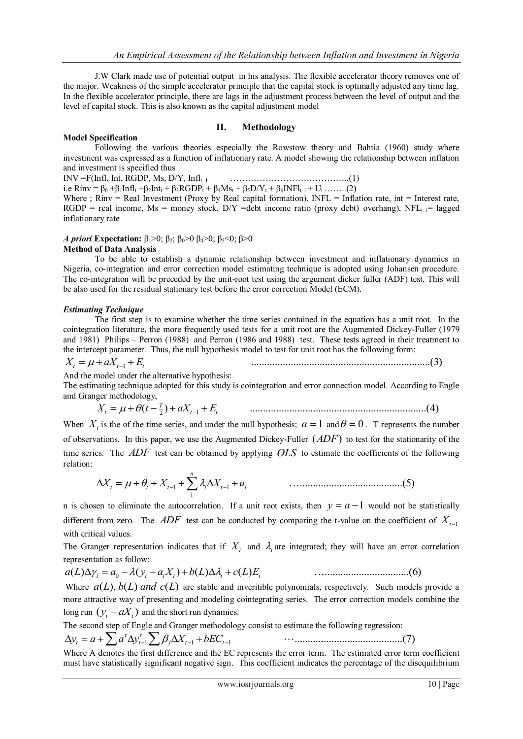J.W Clark made use of potential output in his analysis. The flexible accelerator theory removes one of the major. Weakness of the simple accelerator principle that the capital stock is optimally adjusted any time lag. In the flexible accelerator principle, there are lags in the adjustment process between the level of output and the level of capital stock. This is also known as the capital adjustment model

## II. Methodology

**Model Specification**

Following the various theories especially the Rowstow theory and Bahtia (1960) study where investment was expressed as a function of inflationary rate. A model showing the relationship between inflation and investment is specified thus

INV =F(Infl, Int, RGDP, Ms, D/Y, $Infl_{t-1}$ ……………………………………..(1)

i.e Rinv = $\beta_0 + \beta_1 Infl_t + \beta_2 Int_t + \beta_3 RGDP_t + \beta_4 Ms_t + \beta_5 D/Y_t + \beta_6 INFl_{t-1} + U_t$ ……..(2)

Where ; Rinv = Real Investment (Proxy by Real capital formation), INFL = Inflation rate, int = Interest rate, RGDP = real income, Ms = money stock, D/Y =debt income ratio (proxy debt) overhang), $NFL_{t-1}$= lagged inflationary rate

***A priori* Expectation:** $\beta_1>0$; $\beta_2$; $\beta_0>0$ $\beta_4>0$; $\beta_5<0$; $\beta>0$

**Method of Data Analysis**

To be able to establish a dynamic relationship between investment and inflationary dynamics in Nigeria, co-integration and error correction model estimating technique is adopted using Johansen procedure. The co-integration will be preceded by the unit-root test using the argument dicker fuller (ADF) test. This will be also used for the residual stationary test before the error correction Model (ECM).

***Estimating Technique***

The first step is to examine whether the time series contained in the equation has a unit root. In the cointegration literature, the more frequently used tests for a unit root are the Augmented Dickey-Fuller (1979 and 1981) Philips – Perron (1988) and Perron (1986 and 1988) test. These tests agreed in their treatment to the intercept parameter. Thus, the null hypothesis model to test for unit root has the following form:

$$X_t = \mu + aX_{t-1} + E_t \qquad \text{.....................................................................(3)}$$

And the model under the alternative hypothesis:

The estimating technique adopted for this study is cointegration and error connection model. According to Engle and Granger methodology,

$$X_t = \mu + \theta(t - \tfrac{T}{2}) + aX_{t-1} + E_t \qquad \text{...................................................................(4)}$$

When $X_t$ is the of the time series, and under the null hypothesis; $a = 1$ and $\theta = 0$. T represents the number of observations. In this paper, we use the Augmented Dickey-Fuller $(ADF)$ to test for the stationarity of the time series. The $ADF$ test can be obtained by applying $OLS$ to estimate the coefficients of the following relation:

$$\Delta X_t = \mu + \theta_t + X_{t-1} + \sum_1^n \lambda_i \Delta X_{t-1} + u_i \qquad \text{…......................................(5)}$$

n is chosen to eliminate the autocorrelation. If a unit root exists, then $y = a - 1$ would not be statistically different from zero. The $ADF$ test can be conducted by comparing the t-value on the coefficient of $X_{t-1}$ with critical values.

The Granger representation indicates that if $X_t$ and $\lambda_t$ are integrated; they will have an error correlation representation as follow:

$$a(L)\Delta\gamma_i = a_0 - \lambda(y_t - a_i X_t) + b(L)\Delta\lambda_t + c(L)E_t \qquad \text{…...............................(6)}$$

Where $a(L), b(L)$ *and* $c(L)$ are stable and inveritible polynomials, respectively. Such models provide a more attractive way of presenting and modeling cointegrating series. The error correction models combine the long run $(y_t - aX_t)$ and the short run dynamics.

The second step of Engle and Granger methodology consist to estimate the following regression:

$$\Delta y_t = a + \sum a^{\tau} \Delta y_{t-1}^{\tau} \sum \beta_j \Delta X_{t-1} + bEC_{t-1} \qquad \cdots\text{.........................................(7)}$$

Where A denotes the first difference and the EC represents the error term. The estimated error term coefficient must have statistically significant negative sign. This coefficient indicates the percentage of the disequilibrium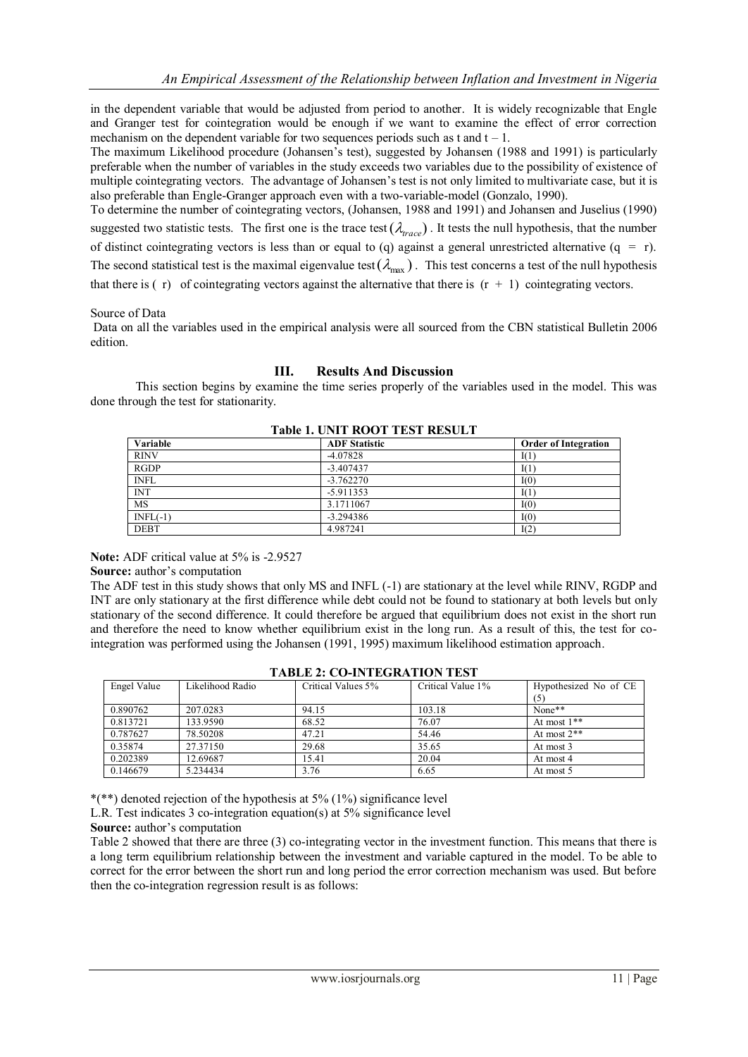in the dependent variable that would be adjusted from period to another. It is widely recognizable that Engle and Granger test for cointegration would be enough if we want to examine the effect of error correction mechanism on the dependent variable for two sequences periods such as t and t – 1.

The maximum Likelihood procedure (Johansen's test), suggested by Johansen (1988 and 1991) is particularly preferable when the number of variables in the study exceeds two variables due to the possibility of existence of multiple cointegrating vectors. The advantage of Johansen's test is not only limited to multivariate case, but it is also preferable than Engle-Granger approach even with a two-variable-model (Gonzalo, 1990).

To determine the number of cointegrating vectors, (Johansen, 1988 and 1991) and Johansen and Juselius (1990) suggested two statistic tests. The first one is the trace test $(\lambda_{trace})$. It tests the null hypothesis, that the number of distinct cointegrating vectors is less than or equal to (q) against a general unrestricted alternative (q = r). The second statistical test is the maximal eigenvalue test $(\lambda_{max})$. This test concerns a test of the null hypothesis that there is ( r) of cointegrating vectors against the alternative that there is (r + 1) cointegrating vectors.

Source of Data

Data on all the variables used in the empirical analysis were all sourced from the CBN statistical Bulletin 2006 edition.

## III. Results And Discussion

This section begins by examine the time series properly of the variables used in the model. This was done through the test for stationarity.

**Table 1. UNIT ROOT TEST RESULT**

| Variable | ADF Statistic | Order of Integration |
|---|---|---|
| RINV | -4.07828 | I(1) |
| RGDP | -3.407437 | I(1) |
| INFL | -3.762270 | I(0) |
| INT | -5.911353 | I(1) |
| MS | 3.1711067 | I(0) |
| INFL(-1) | -3.294386 | I(0) |
| DEBT | 4.987241 | I(2) |

**Note:** ADF critical value at 5% is -2.9527

**Source:** author's computation

The ADF test in this study shows that only MS and INFL (-1) are stationary at the level while RINV, RGDP and INT are only stationary at the first difference while debt could not be found to stationary at both levels but only stationary of the second difference. It could therefore be argued that equilibrium does not exist in the short run and therefore the need to know whether equilibrium exist in the long run. As a result of this, the test for co-integration was performed using the Johansen (1991, 1995) maximum likelihood estimation approach.

**TABLE 2: CO-INTEGRATION TEST**

| Engel Value | Likelihood Radio | Critical Values 5% | Critical Value 1% | Hypothesized No of CE (5) |
|---|---|---|---|---|
| 0.890762 | 207.0283 | 94.15 | 103.18 | None** |
| 0.813721 | 133.9590 | 68.52 | 76.07 | At most 1** |
| 0.787627 | 78.50208 | 47.21 | 54.46 | At most 2** |
| 0.35874 | 27.37150 | 29.68 | 35.65 | At most 3 |
| 0.202389 | 12.69687 | 15.41 | 20.04 | At most 4 |
| 0.146679 | 5.234434 | 3.76 | 6.65 | At most 5 |

*(**) denoted rejection of the hypothesis at 5% (1%) significance level

L.R. Test indicates 3 co-integration equation(s) at 5% significance level

**Source:** author's computation

Table 2 showed that there are three (3) co-integrating vector in the investment function. This means that there is a long term equilibrium relationship between the investment and variable captured in the model. To be able to correct for the error between the short run and long period the error correction mechanism was used. But before then the co-integration regression result is as follows: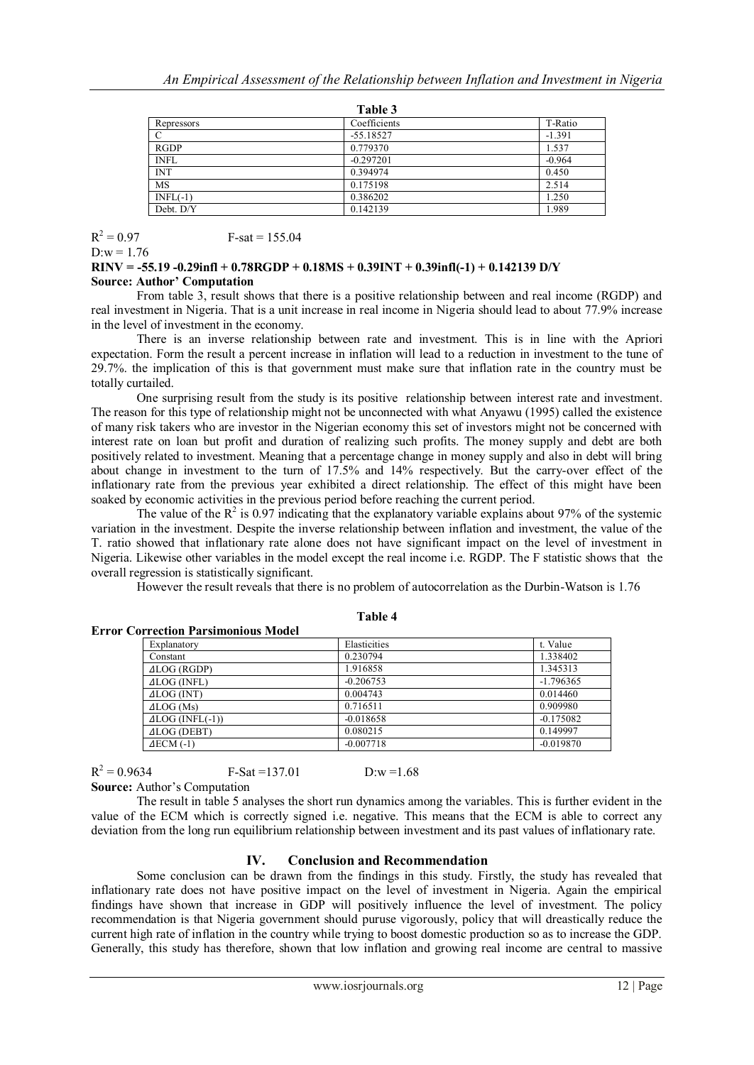**Table 3**

| Repressors | Coefficients | T-Ratio |
|---|---|---|
| C | -55.18527 | -1.391 |
| RGDP | 0.779370 | 1.537 |
| INFL | -0.297201 | -0.964 |
| INT | 0.394974 | 0.450 |
| MS | 0.175198 | 2.514 |
| INFL(-1) | 0.386202 | 1.250 |
| Debt. D/Y | 0.142139 | 1.989 |

$R^2 = 0.97$ F-sat = 155.04

D:w = 1.76

**RINV = -55.19 -0.29infl + 0.78RGDP + 0.18MS + 0.39INT + 0.39infl(-1) + 0.142139 D/Y**

**Source: Author' Computation**

From table 3, result shows that there is a positive relationship between and real income (RGDP) and real investment in Nigeria. That is a unit increase in real income in Nigeria should lead to about 77.9% increase in the level of investment in the economy.

There is an inverse relationship between rate and investment. This is in line with the Apriori expectation. Form the result a percent increase in inflation will lead to a reduction in investment to the tune of 29.7%. the implication of this is that government must make sure that inflation rate in the country must be totally curtailed.

One surprising result from the study is its positive relationship between interest rate and investment. The reason for this type of relationship might not be unconnected with what Anyawu (1995) called the existence of many risk takers who are investor in the Nigerian economy this set of investors might not be concerned with interest rate on loan but profit and duration of realizing such profits. The money supply and debt are both positively related to investment. Meaning that a percentage change in money supply and also in debt will bring about change in investment to the turn of 17.5% and 14% respectively. But the carry-over effect of the inflationary rate from the previous year exhibited a direct relationship. The effect of this might have been soaked by economic activities in the previous period before reaching the current period.

The value of the $R^2$ is 0.97 indicating that the explanatory variable explains about 97% of the systemic variation in the investment. Despite the inverse relationship between inflation and investment, the value of the T. ratio showed that inflationary rate alone does not have significant impact on the level of investment in Nigeria. Likewise other variables in the model except the real income i.e. RGDP. The F statistic shows that the overall regression is statistically significant.

However the result reveals that there is no problem of autocorrelation as the Durbin-Watson is 1.76

**Table 4**

**Error Correction Parsimonious Model**

| Explanatory | Elasticities | t. Value |
|---|---|---|
| Constant | 0.230794 | 1.338402 |
| ΔLOG (RGDP) | 1.916858 | 1.345313 |
| ΔLOG (INFL) | -0.206753 | -1.796365 |
| ΔLOG (INT) | 0.004743 | 0.014460 |
| ΔLOG (Ms) | 0.716511 | 0.909980 |
| ΔLOG (INFL(-1)) | -0.018658 | -0.175082 |
| ΔLOG (DEBT) | 0.080215 | 0.149997 |
| ΔECM (-1) | -0.007718 | -0.019870 |

$R^2 = 0.9634$ F-Sat =137.01 D:w =1.68

**Source:** Author's Computation

The result in table 5 analyses the short run dynamics among the variables. This is further evident in the value of the ECM which is correctly signed i.e. negative. This means that the ECM is able to correct any deviation from the long run equilibrium relationship between investment and its past values of inflationary rate.

## IV. Conclusion and Recommendation

Some conclusion can be drawn from the findings in this study. Firstly, the study has revealed that inflationary rate does not have positive impact on the level of investment in Nigeria. Again the empirical findings have shown that increase in GDP will positively influence the level of investment. The policy recommendation is that Nigeria government should puruse vigorously, policy that will dreastically reduce the current high rate of inflation in the country while trying to boost domestic production so as to increase the GDP. Generally, this study has therefore, shown that low inflation and growing real income are central to massive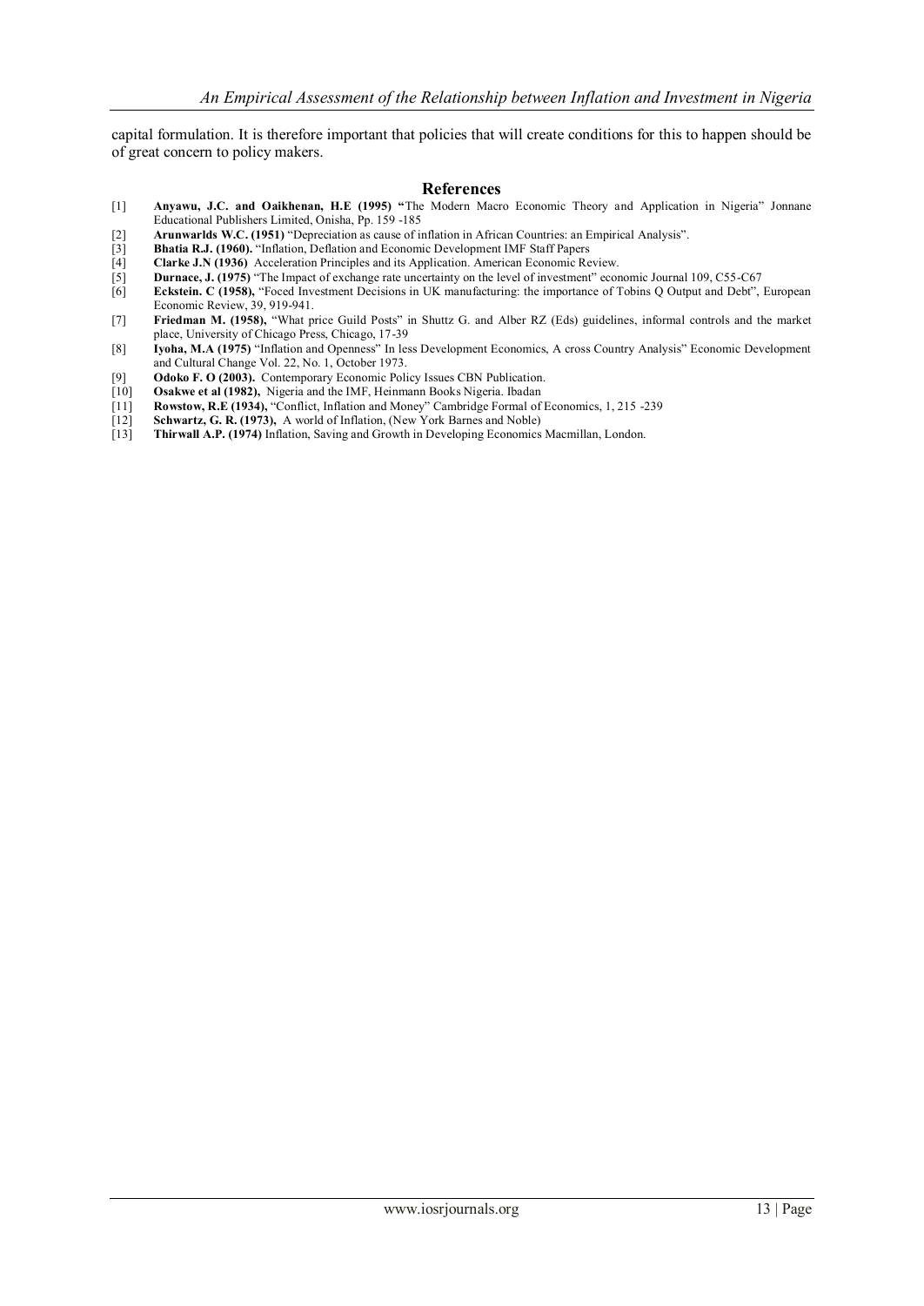capital formulation. It is therefore important that policies that will create conditions for this to happen should be of great concern to policy makers.

## References

[1] **Anyawu, J.C. and Oaikhenan, H.E (1995)** "The Modern Macro Economic Theory and Application in Nigeria" Jonnane Educational Publishers Limited, Onisha, Pp. 159 -185

[2] **Arunwarlds W.C. (1951)** "Depreciation as cause of inflation in African Countries: an Empirical Analysis".

[3] **Bhatia R.J. (1960).** "Inflation, Deflation and Economic Development IMF Staff Papers

[4] **Clarke J.N (1936)** Acceleration Principles and its Application. American Economic Review.

[5] **Durnace, J. (1975)** "The Impact of exchange rate uncertainty on the level of investment" economic Journal 109, C55-C67

[6] **Eckstein. C (1958),** "Foced Investment Decisions in UK manufacturing: the importance of Tobins Q Output and Debt", European Economic Review, 39, 919-941.

[7] **Friedman M. (1958),** "What price Guild Posts" in Shuttz G. and Alber RZ (Eds) guidelines, informal controls and the market place, University of Chicago Press, Chicago, 17-39

[8] **Iyoha, M.A (1975)** "Inflation and Openness" In less Development Economics, A cross Country Analysis" Economic Development and Cultural Change Vol. 22, No. 1, October 1973.

[9] **Odoko F. O (2003).** Contemporary Economic Policy Issues CBN Publication.

[10] **Osakwe et al (1982),** Nigeria and the IMF, Heinmann Books Nigeria. Ibadan

[11] **Rowstow, R.E (1934),** "Conflict, Inflation and Money" Cambridge Formal of Economics, 1, 215 -239

[12] **Schwartz, G. R. (1973),** A world of Inflation, (New York Barnes and Noble)

[13] **Thirwall A.P. (1974)** Inflation, Saving and Growth in Developing Economics Macmillan, London.